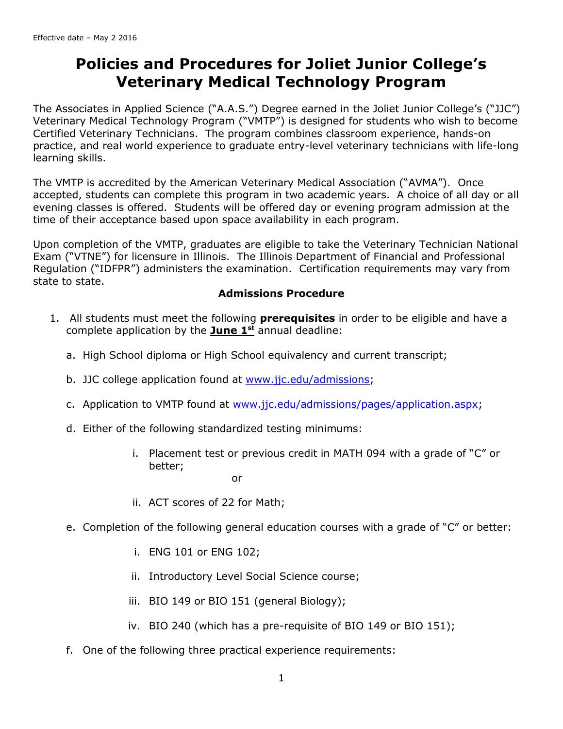Effective date – May 2 2016

# Policies and Procedures for Joliet Junior College's Veterinary Medical Technology Program

The Associates in Applied Science ("A.A.S.") Degree earned in the Joliet Junior College's ("JJC") Veterinary Medical Technology Program ("VMTP") is designed for students who wish to become Certified Veterinary Technicians. The program combines classroom experience, hands-on practice, and real world experience to graduate entry-level veterinary technicians with life-long learning skills.

The VMTP is accredited by the American Veterinary Medical Association ("AVMA"). Once accepted, students can complete this program in two academic years. A choice of all day or all evening classes is offered. Students will be offered day or evening program admission at the time of their acceptance based upon space availability in each program.

Upon completion of the VMTP, graduates are eligible to take the Veterinary Technician National Exam ("VTNE") for licensure in Illinois. The Illinois Department of Financial and Professional Regulation ("IDFPR") administers the examination. Certification requirements may vary from state to state.

## Admissions Procedure

1. All students must meet the following **prerequisites** in order to be eligible and have a complete application by the **June 1st** annual deadline:

   a. High School diploma or High School equivalency and current transcript;

   b. JJC college application found at www.jjc.edu/admissions;

   c. Application to VMTP found at www.jjc.edu/admissions/pages/application.aspx;

   d. Either of the following standardized testing minimums:

      i. Placement test or previous credit in MATH 094 with a grade of "C" or better;

      or

      ii. ACT scores of 22 for Math;

   e. Completion of the following general education courses with a grade of "C" or better:

      i. ENG 101 or ENG 102;

      ii. Introductory Level Social Science course;

      iii. BIO 149 or BIO 151 (general Biology);

      iv. BIO 240 (which has a pre-requisite of BIO 149 or BIO 151);

   f. One of the following three practical experience requirements: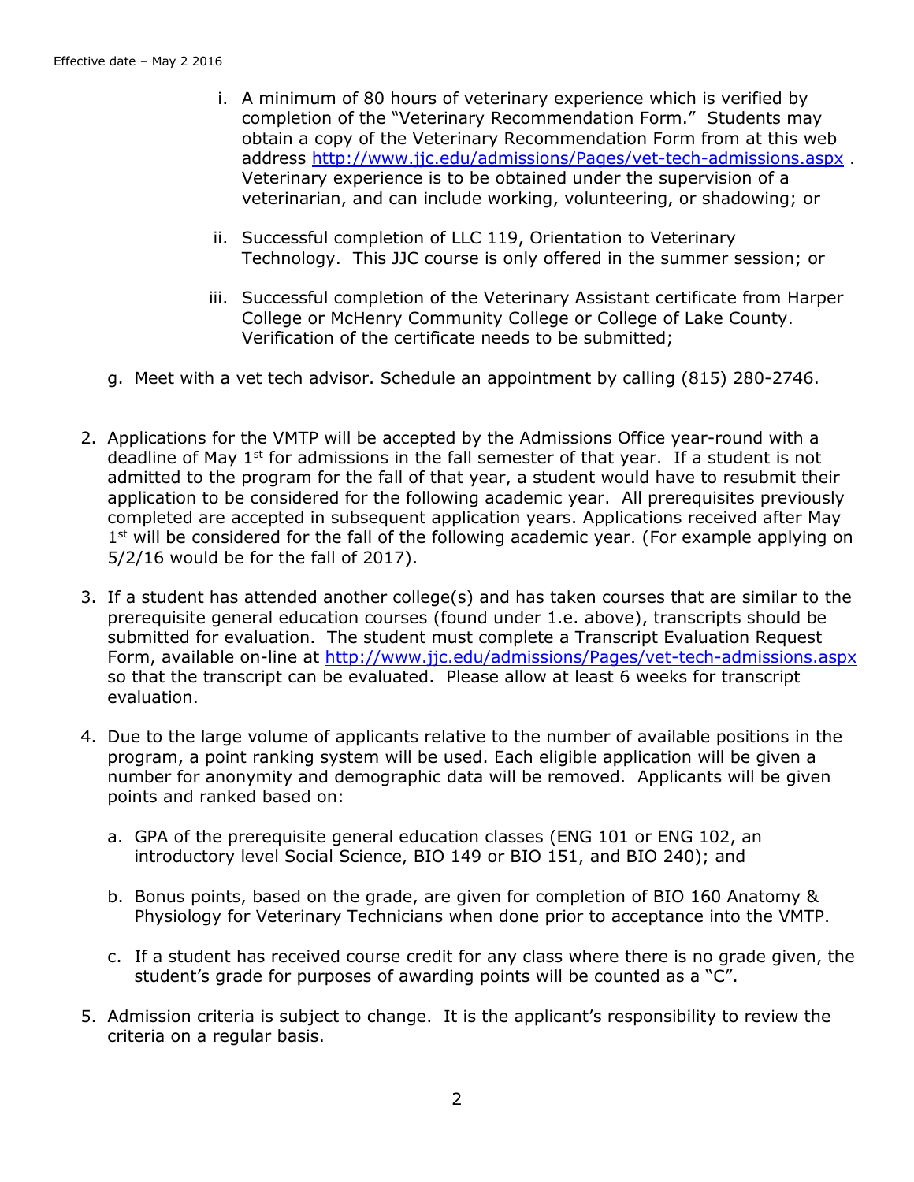Effective date – May 2 2016

   i. A minimum of 80 hours of veterinary experience which is verified by completion of the "Veterinary Recommendation Form." Students may obtain a copy of the Veterinary Recommendation Form from at this web address http://www.jjc.edu/admissions/Pages/vet-tech-admissions.aspx . Veterinary experience is to be obtained under the supervision of a veterinarian, and can include working, volunteering, or shadowing; or

   ii. Successful completion of LLC 119, Orientation to Veterinary Technology. This JJC course is only offered in the summer session; or

   iii. Successful completion of the Veterinary Assistant certificate from Harper College or McHenry Community College or College of Lake County. Verification of the certificate needs to be submitted;

g. Meet with a vet tech advisor. Schedule an appointment by calling (815) 280-2746.

2. Applications for the VMTP will be accepted by the Admissions Office year-round with a deadline of May 1st for admissions in the fall semester of that year. If a student is not admitted to the program for the fall of that year, a student would have to resubmit their application to be considered for the following academic year. All prerequisites previously completed are accepted in subsequent application years. Applications received after May 1st will be considered for the fall of the following academic year. (For example applying on 5/2/16 would be for the fall of 2017).

3. If a student has attended another college(s) and has taken courses that are similar to the prerequisite general education courses (found under 1.e. above), transcripts should be submitted for evaluation. The student must complete a Transcript Evaluation Request Form, available on-line at http://www.jjc.edu/admissions/Pages/vet-tech-admissions.aspx so that the transcript can be evaluated. Please allow at least 6 weeks for transcript evaluation.

4. Due to the large volume of applicants relative to the number of available positions in the program, a point ranking system will be used. Each eligible application will be given a number for anonymity and demographic data will be removed. Applicants will be given points and ranked based on:

   a. GPA of the prerequisite general education classes (ENG 101 or ENG 102, an introductory level Social Science, BIO 149 or BIO 151, and BIO 240); and

   b. Bonus points, based on the grade, are given for completion of BIO 160 Anatomy & Physiology for Veterinary Technicians when done prior to acceptance into the VMTP.

   c. If a student has received course credit for any class where there is no grade given, the student's grade for purposes of awarding points will be counted as a "C".

5. Admission criteria is subject to change. It is the applicant's responsibility to review the criteria on a regular basis.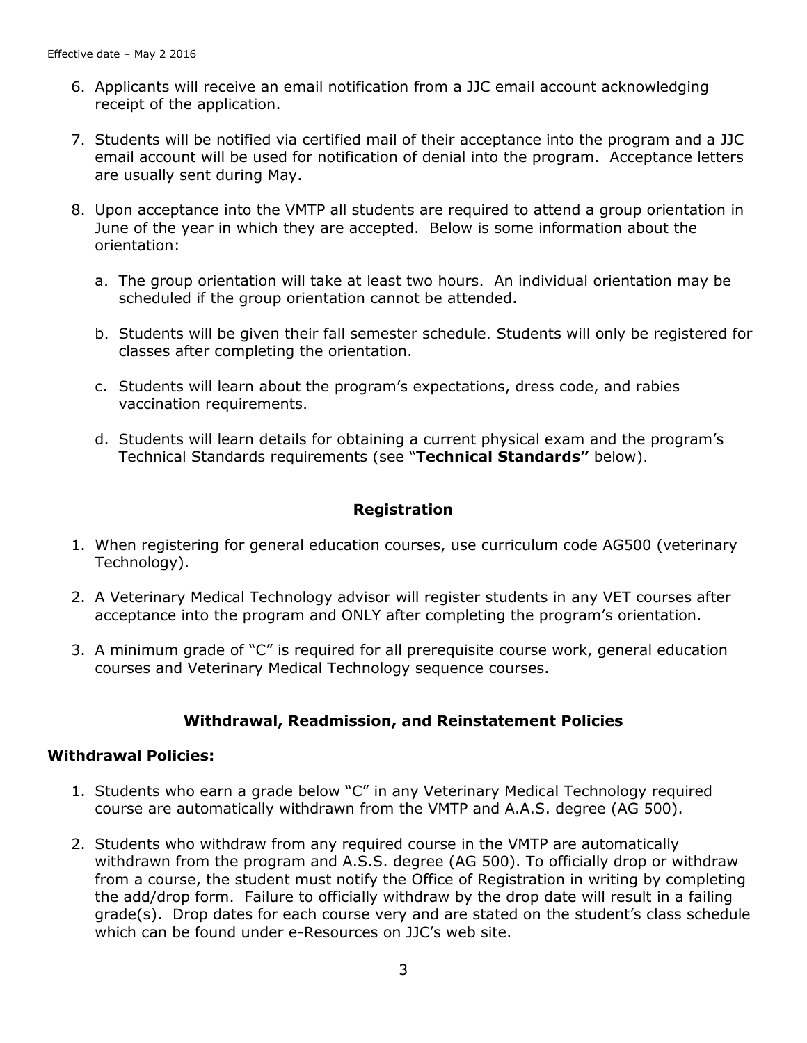6. Applicants will receive an email notification from a JJC email account acknowledging receipt of the application.

7. Students will be notified via certified mail of their acceptance into the program and a JJC email account will be used for notification of denial into the program. Acceptance letters are usually sent during May.

8. Upon acceptance into the VMTP all students are required to attend a group orientation in June of the year in which they are accepted. Below is some information about the orientation:

   a. The group orientation will take at least two hours. An individual orientation may be scheduled if the group orientation cannot be attended.

   b. Students will be given their fall semester schedule. Students will only be registered for classes after completing the orientation.

   c. Students will learn about the program's expectations, dress code, and rabies vaccination requirements.

   d. Students will learn details for obtaining a current physical exam and the program's Technical Standards requirements (see "**Technical Standards"** below).

## Registration

1. When registering for general education courses, use curriculum code AG500 (veterinary Technology).

2. A Veterinary Medical Technology advisor will register students in any VET courses after acceptance into the program and ONLY after completing the program's orientation.

3. A minimum grade of "C" is required for all prerequisite course work, general education courses and Veterinary Medical Technology sequence courses.

## Withdrawal, Readmission, and Reinstatement Policies

### Withdrawal Policies:

1. Students who earn a grade below "C" in any Veterinary Medical Technology required course are automatically withdrawn from the VMTP and A.A.S. degree (AG 500).

2. Students who withdraw from any required course in the VMTP are automatically withdrawn from the program and A.S.S. degree (AG 500). To officially drop or withdraw from a course, the student must notify the Office of Registration in writing by completing the add/drop form. Failure to officially withdraw by the drop date will result in a failing grade(s). Drop dates for each course very and are stated on the student's class schedule which can be found under e-Resources on JJC's web site.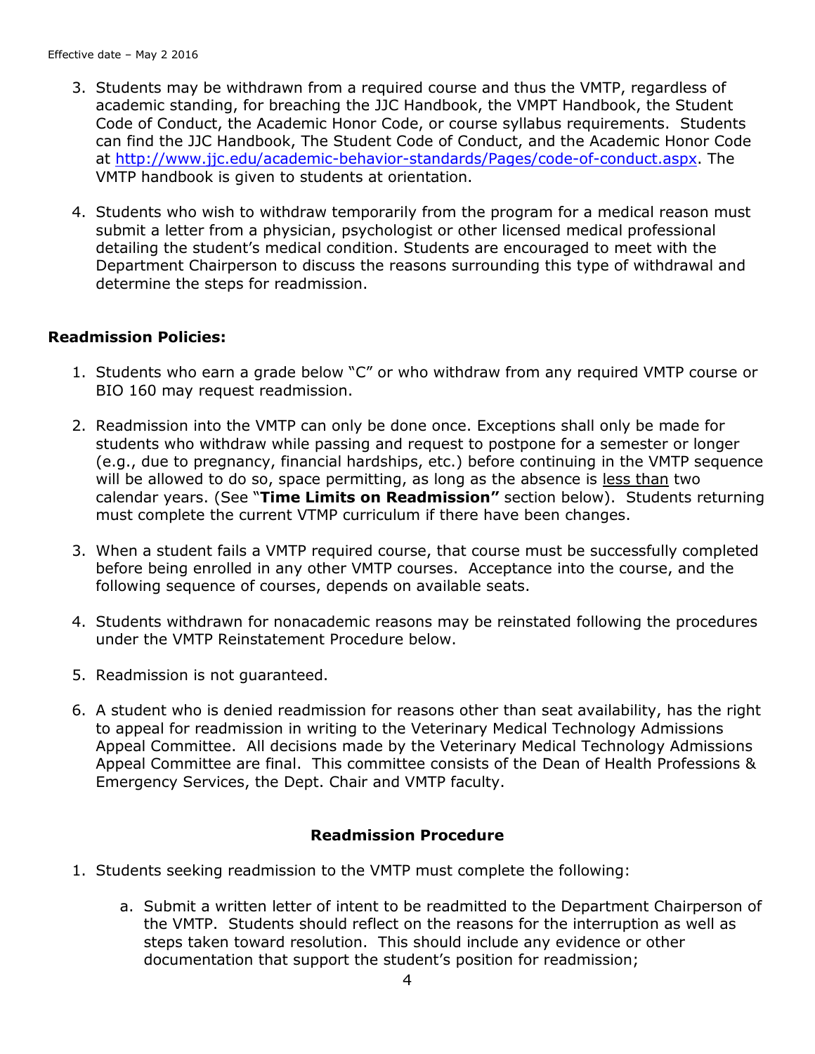3. Students may be withdrawn from a required course and thus the VMTP, regardless of academic standing, for breaching the JJC Handbook, the VMPT Handbook, the Student Code of Conduct, the Academic Honor Code, or course syllabus requirements. Students can find the JJC Handbook, The Student Code of Conduct, and the Academic Honor Code at http://www.jjc.edu/academic-behavior-standards/Pages/code-of-conduct.aspx. The VMTP handbook is given to students at orientation.

4. Students who wish to withdraw temporarily from the program for a medical reason must submit a letter from a physician, psychologist or other licensed medical professional detailing the student's medical condition. Students are encouraged to meet with the Department Chairperson to discuss the reasons surrounding this type of withdrawal and determine the steps for readmission.

**Readmission Policies:**

1. Students who earn a grade below "C" or who withdraw from any required VMTP course or BIO 160 may request readmission.

2. Readmission into the VMTP can only be done once. Exceptions shall only be made for students who withdraw while passing and request to postpone for a semester or longer (e.g., due to pregnancy, financial hardships, etc.) before continuing in the VMTP sequence will be allowed to do so, space permitting, as long as the absence is <u>less than</u> two calendar years. (See "**Time Limits on Readmission"** section below). Students returning must complete the current VTMP curriculum if there have been changes.

3. When a student fails a VMTP required course, that course must be successfully completed before being enrolled in any other VMTP courses. Acceptance into the course, and the following sequence of courses, depends on available seats.

4. Students withdrawn for nonacademic reasons may be reinstated following the procedures under the VMTP Reinstatement Procedure below.

5. Readmission is not guaranteed.

6. A student who is denied readmission for reasons other than seat availability, has the right to appeal for readmission in writing to the Veterinary Medical Technology Admissions Appeal Committee. All decisions made by the Veterinary Medical Technology Admissions Appeal Committee are final. This committee consists of the Dean of Health Professions & Emergency Services, the Dept. Chair and VMTP faculty.

## Readmission Procedure

1. Students seeking readmission to the VMTP must complete the following:

    a. Submit a written letter of intent to be readmitted to the Department Chairperson of the VMTP. Students should reflect on the reasons for the interruption as well as steps taken toward resolution. This should include any evidence or other documentation that support the student's position for readmission;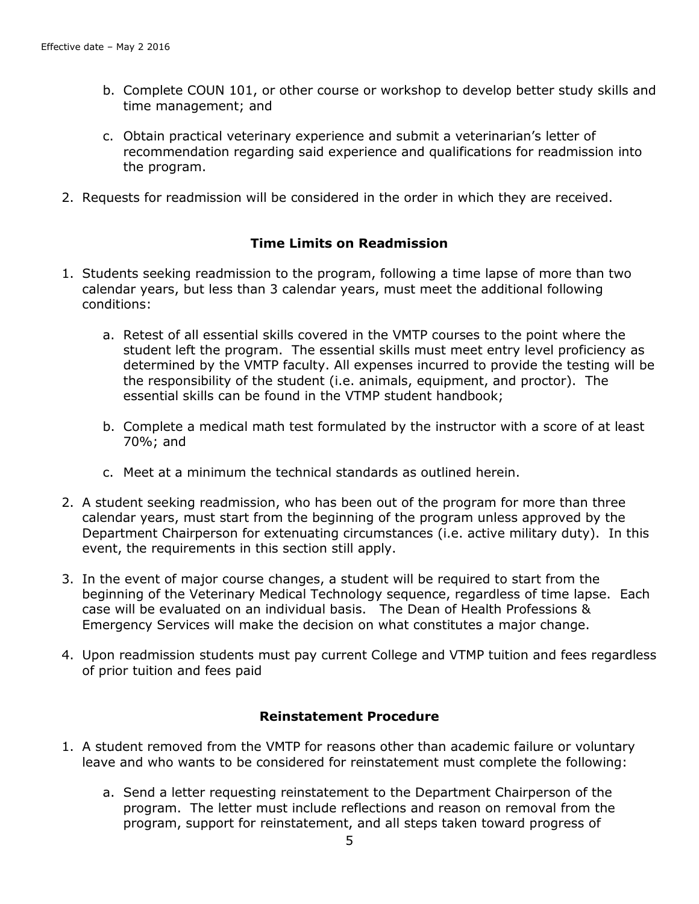b. Complete COUN 101, or other course or workshop to develop better study skills and time management; and

c. Obtain practical veterinary experience and submit a veterinarian's letter of recommendation regarding said experience and qualifications for readmission into the program.

2. Requests for readmission will be considered in the order in which they are received.

### Time Limits on Readmission

1. Students seeking readmission to the program, following a time lapse of more than two calendar years, but less than 3 calendar years, must meet the additional following conditions:

   a. Retest of all essential skills covered in the VMTP courses to the point where the student left the program. The essential skills must meet entry level proficiency as determined by the VMTP faculty. All expenses incurred to provide the testing will be the responsibility of the student (i.e. animals, equipment, and proctor). The essential skills can be found in the VTMP student handbook;

   b. Complete a medical math test formulated by the instructor with a score of at least 70%; and

   c. Meet at a minimum the technical standards as outlined herein.

2. A student seeking readmission, who has been out of the program for more than three calendar years, must start from the beginning of the program unless approved by the Department Chairperson for extenuating circumstances (i.e. active military duty). In this event, the requirements in this section still apply.

3. In the event of major course changes, a student will be required to start from the beginning of the Veterinary Medical Technology sequence, regardless of time lapse. Each case will be evaluated on an individual basis. The Dean of Health Professions & Emergency Services will make the decision on what constitutes a major change.

4. Upon readmission students must pay current College and VTMP tuition and fees regardless of prior tuition and fees paid

### Reinstatement Procedure

1. A student removed from the VMTP for reasons other than academic failure or voluntary leave and who wants to be considered for reinstatement must complete the following:

   a. Send a letter requesting reinstatement to the Department Chairperson of the program. The letter must include reflections and reason on removal from the program, support for reinstatement, and all steps taken toward progress of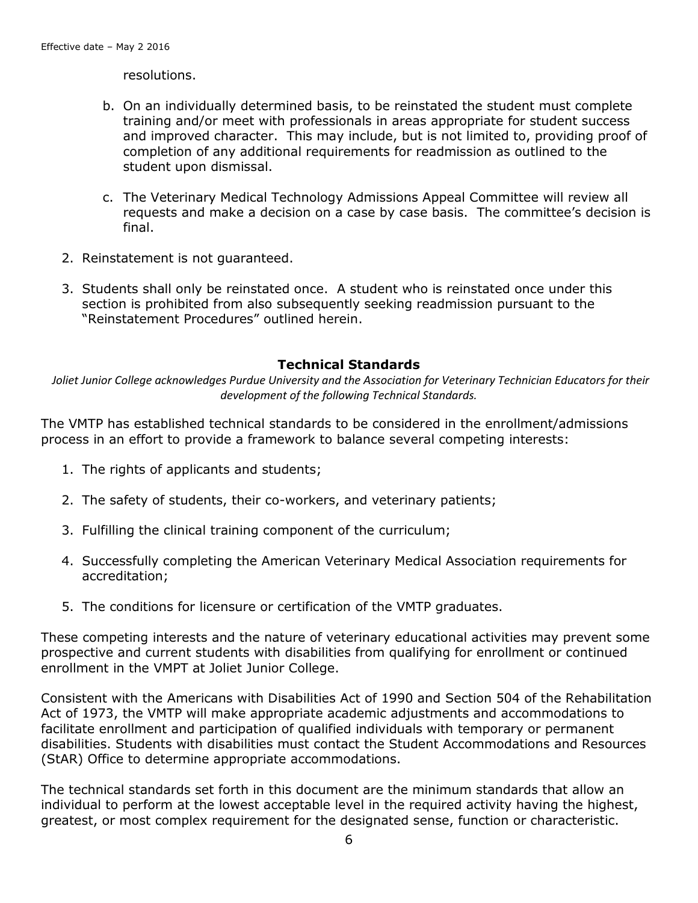resolutions.

b. On an individually determined basis, to be reinstated the student must complete training and/or meet with professionals in areas appropriate for student success and improved character. This may include, but is not limited to, providing proof of completion of any additional requirements for readmission as outlined to the student upon dismissal.

c. The Veterinary Medical Technology Admissions Appeal Committee will review all requests and make a decision on a case by case basis. The committee's decision is final.

2. Reinstatement is not guaranteed.

3. Students shall only be reinstated once. A student who is reinstated once under this section is prohibited from also subsequently seeking readmission pursuant to the "Reinstatement Procedures" outlined herein.

## Technical Standards

*Joliet Junior College acknowledges Purdue University and the Association for Veterinary Technician Educators for their development of the following Technical Standards.*

The VMTP has established technical standards to be considered in the enrollment/admissions process in an effort to provide a framework to balance several competing interests:

1. The rights of applicants and students;
2. The safety of students, their co-workers, and veterinary patients;
3. Fulfilling the clinical training component of the curriculum;
4. Successfully completing the American Veterinary Medical Association requirements for accreditation;
5. The conditions for licensure or certification of the VMTP graduates.

These competing interests and the nature of veterinary educational activities may prevent some prospective and current students with disabilities from qualifying for enrollment or continued enrollment in the VMPT at Joliet Junior College.

Consistent with the Americans with Disabilities Act of 1990 and Section 504 of the Rehabilitation Act of 1973, the VMTP will make appropriate academic adjustments and accommodations to facilitate enrollment and participation of qualified individuals with temporary or permanent disabilities. Students with disabilities must contact the Student Accommodations and Resources (StAR) Office to determine appropriate accommodations.

The technical standards set forth in this document are the minimum standards that allow an individual to perform at the lowest acceptable level in the required activity having the highest, greatest, or most complex requirement for the designated sense, function or characteristic.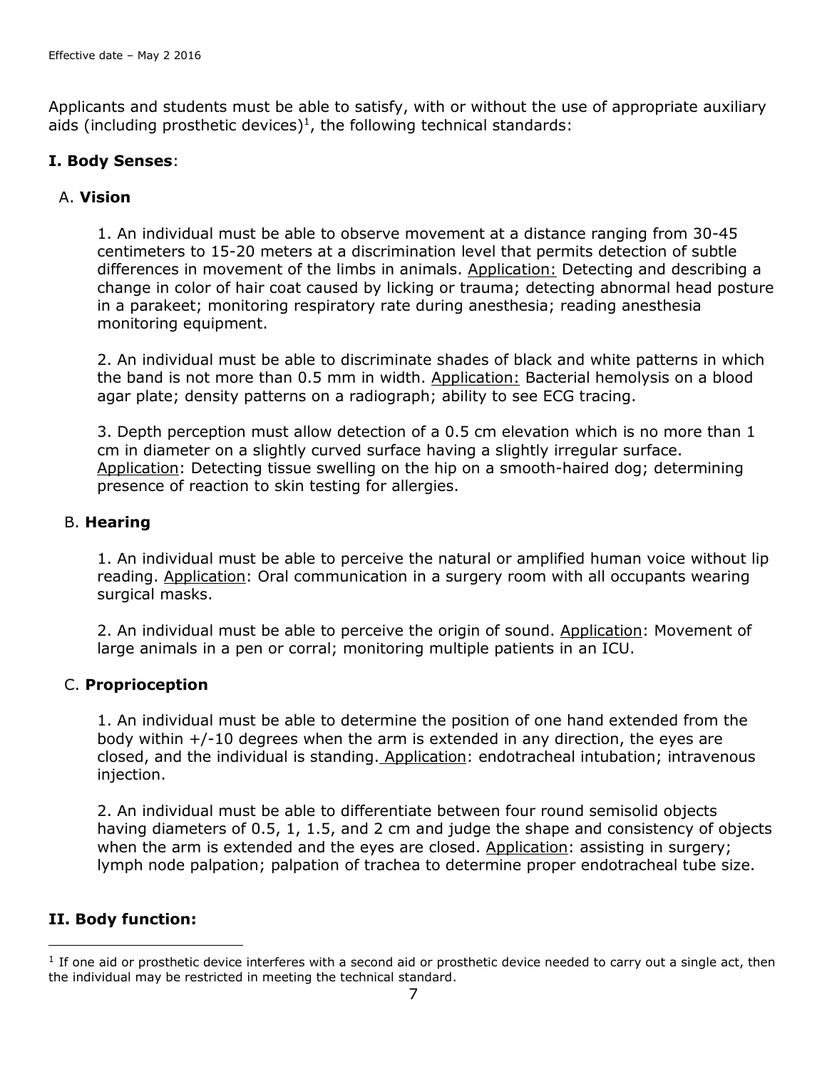Effective date – May 2 2016

Applicants and students must be able to satisfy, with or without the use of appropriate auxiliary aids (including prosthetic devices)[1], the following technical standards:

## I. Body Senses:

### A. Vision

1. An individual must be able to observe movement at a distance ranging from 30-45 centimeters to 15-20 meters at a discrimination level that permits detection of subtle differences in movement of the limbs in animals. Application: Detecting and describing a change in color of hair coat caused by licking or trauma; detecting abnormal head posture in a parakeet; monitoring respiratory rate during anesthesia; reading anesthesia monitoring equipment.

2. An individual must be able to discriminate shades of black and white patterns in which the band is not more than 0.5 mm in width. Application: Bacterial hemolysis on a blood agar plate; density patterns on a radiograph; ability to see ECG tracing.

3. Depth perception must allow detection of a 0.5 cm elevation which is no more than 1 cm in diameter on a slightly curved surface having a slightly irregular surface. Application: Detecting tissue swelling on the hip on a smooth-haired dog; determining presence of reaction to skin testing for allergies.

### B. Hearing

1. An individual must be able to perceive the natural or amplified human voice without lip reading. Application: Oral communication in a surgery room with all occupants wearing surgical masks.

2. An individual must be able to perceive the origin of sound. Application: Movement of large animals in a pen or corral; monitoring multiple patients in an ICU.

### C. Proprioception

1. An individual must be able to determine the position of one hand extended from the body within +/-10 degrees when the arm is extended in any direction, the eyes are closed, and the individual is standing. Application: endotracheal intubation; intravenous injection.

2. An individual must be able to differentiate between four round semisolid objects having diameters of 0.5, 1, 1.5, and 2 cm and judge the shape and consistency of objects when the arm is extended and the eyes are closed. Application: assisting in surgery; lymph node palpation; palpation of trachea to determine proper endotracheal tube size.

## II. Body function:

[1] If one aid or prosthetic device interferes with a second aid or prosthetic device needed to carry out a single act, then the individual may be restricted in meeting the technical standard.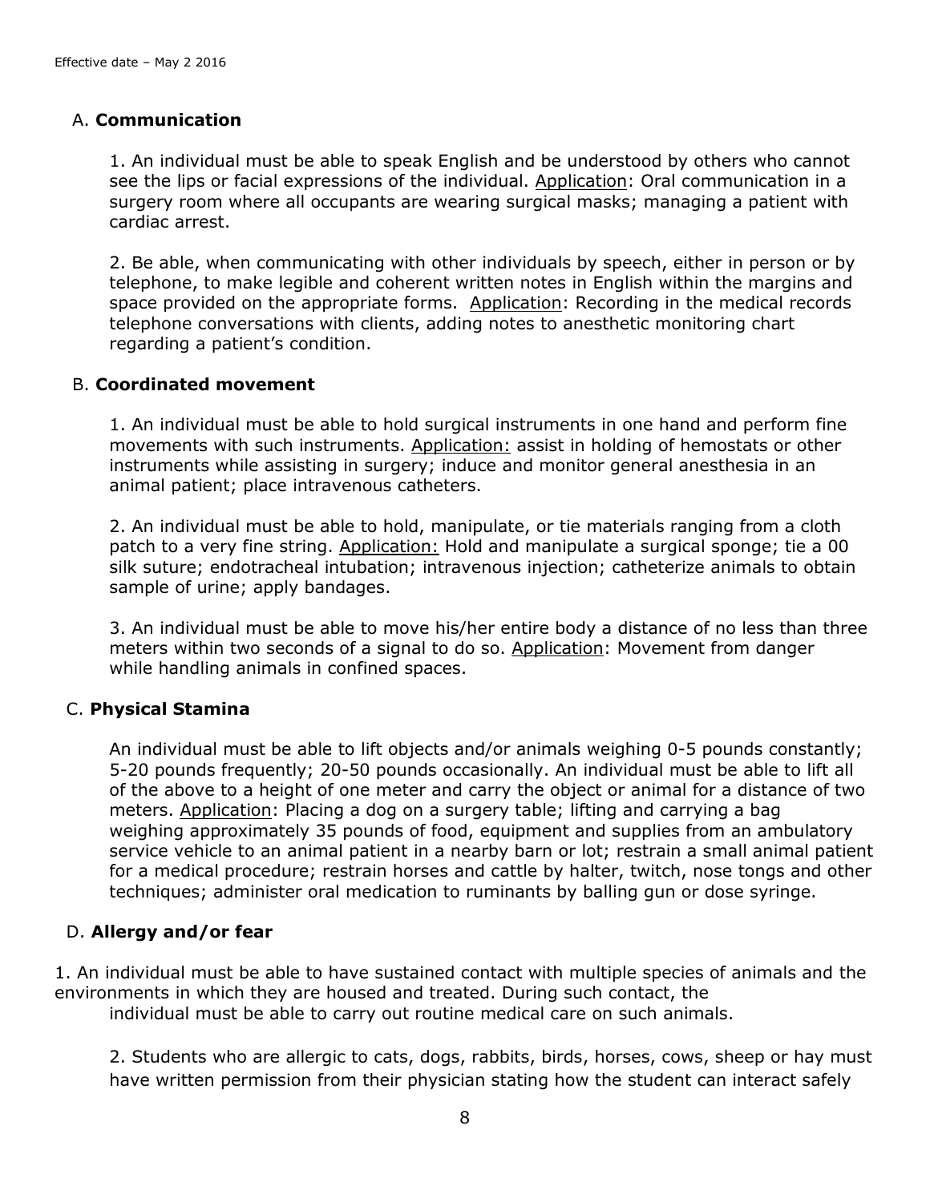Effective date – May 2 2016

## A. **Communication**

1. An individual must be able to speak English and be understood by others who cannot see the lips or facial expressions of the individual. Application: Oral communication in a surgery room where all occupants are wearing surgical masks; managing a patient with cardiac arrest.

2. Be able, when communicating with other individuals by speech, either in person or by telephone, to make legible and coherent written notes in English within the margins and space provided on the appropriate forms. Application: Recording in the medical records telephone conversations with clients, adding notes to anesthetic monitoring chart regarding a patient's condition.

## B. **Coordinated movement**

1. An individual must be able to hold surgical instruments in one hand and perform fine movements with such instruments. Application: assist in holding of hemostats or other instruments while assisting in surgery; induce and monitor general anesthesia in an animal patient; place intravenous catheters.

2. An individual must be able to hold, manipulate, or tie materials ranging from a cloth patch to a very fine string. Application: Hold and manipulate a surgical sponge; tie a 00 silk suture; endotracheal intubation; intravenous injection; catheterize animals to obtain sample of urine; apply bandages.

3. An individual must be able to move his/her entire body a distance of no less than three meters within two seconds of a signal to do so. Application: Movement from danger while handling animals in confined spaces.

## C. **Physical Stamina**

An individual must be able to lift objects and/or animals weighing 0-5 pounds constantly; 5-20 pounds frequently; 20-50 pounds occasionally. An individual must be able to lift all of the above to a height of one meter and carry the object or animal for a distance of two meters. Application: Placing a dog on a surgery table; lifting and carrying a bag weighing approximately 35 pounds of food, equipment and supplies from an ambulatory service vehicle to an animal patient in a nearby barn or lot; restrain a small animal patient for a medical procedure; restrain horses and cattle by halter, twitch, nose tongs and other techniques; administer oral medication to ruminants by balling gun or dose syringe.

## D. **Allergy and/or fear**

1. An individual must be able to have sustained contact with multiple species of animals and the environments in which they are housed and treated. During such contact, the individual must be able to carry out routine medical care on such animals.

2. Students who are allergic to cats, dogs, rabbits, birds, horses, cows, sheep or hay must have written permission from their physician stating how the student can interact safely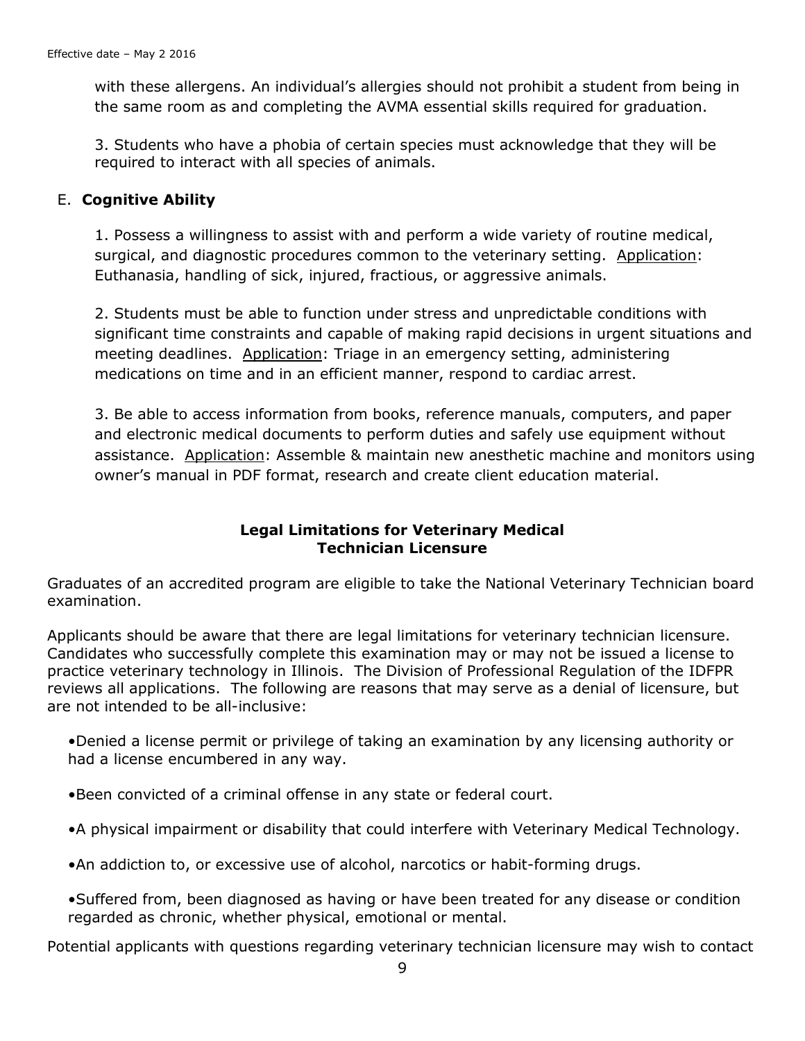with these allergens. An individual's allergies should not prohibit a student from being in the same room as and completing the AVMA essential skills required for graduation.

3. Students who have a phobia of certain species must acknowledge that they will be required to interact with all species of animals.

E. **Cognitive Ability**

1. Possess a willingness to assist with and perform a wide variety of routine medical, surgical, and diagnostic procedures common to the veterinary setting. Application: Euthanasia, handling of sick, injured, fractious, or aggressive animals.

2. Students must be able to function under stress and unpredictable conditions with significant time constraints and capable of making rapid decisions in urgent situations and meeting deadlines. Application: Triage in an emergency setting, administering medications on time and in an efficient manner, respond to cardiac arrest.

3. Be able to access information from books, reference manuals, computers, and paper and electronic medical documents to perform duties and safely use equipment without assistance. Application: Assemble & maintain new anesthetic machine and monitors using owner's manual in PDF format, research and create client education material.

## Legal Limitations for Veterinary Medical Technician Licensure

Graduates of an accredited program are eligible to take the National Veterinary Technician board examination.

Applicants should be aware that there are legal limitations for veterinary technician licensure. Candidates who successfully complete this examination may or may not be issued a license to practice veterinary technology in Illinois. The Division of Professional Regulation of the IDFPR reviews all applications. The following are reasons that may serve as a denial of licensure, but are not intended to be all-inclusive:

- Denied a license permit or privilege of taking an examination by any licensing authority or had a license encumbered in any way.
- Been convicted of a criminal offense in any state or federal court.
- A physical impairment or disability that could interfere with Veterinary Medical Technology.
- An addiction to, or excessive use of alcohol, narcotics or habit-forming drugs.
- Suffered from, been diagnosed as having or have been treated for any disease or condition regarded as chronic, whether physical, emotional or mental.

Potential applicants with questions regarding veterinary technician licensure may wish to contact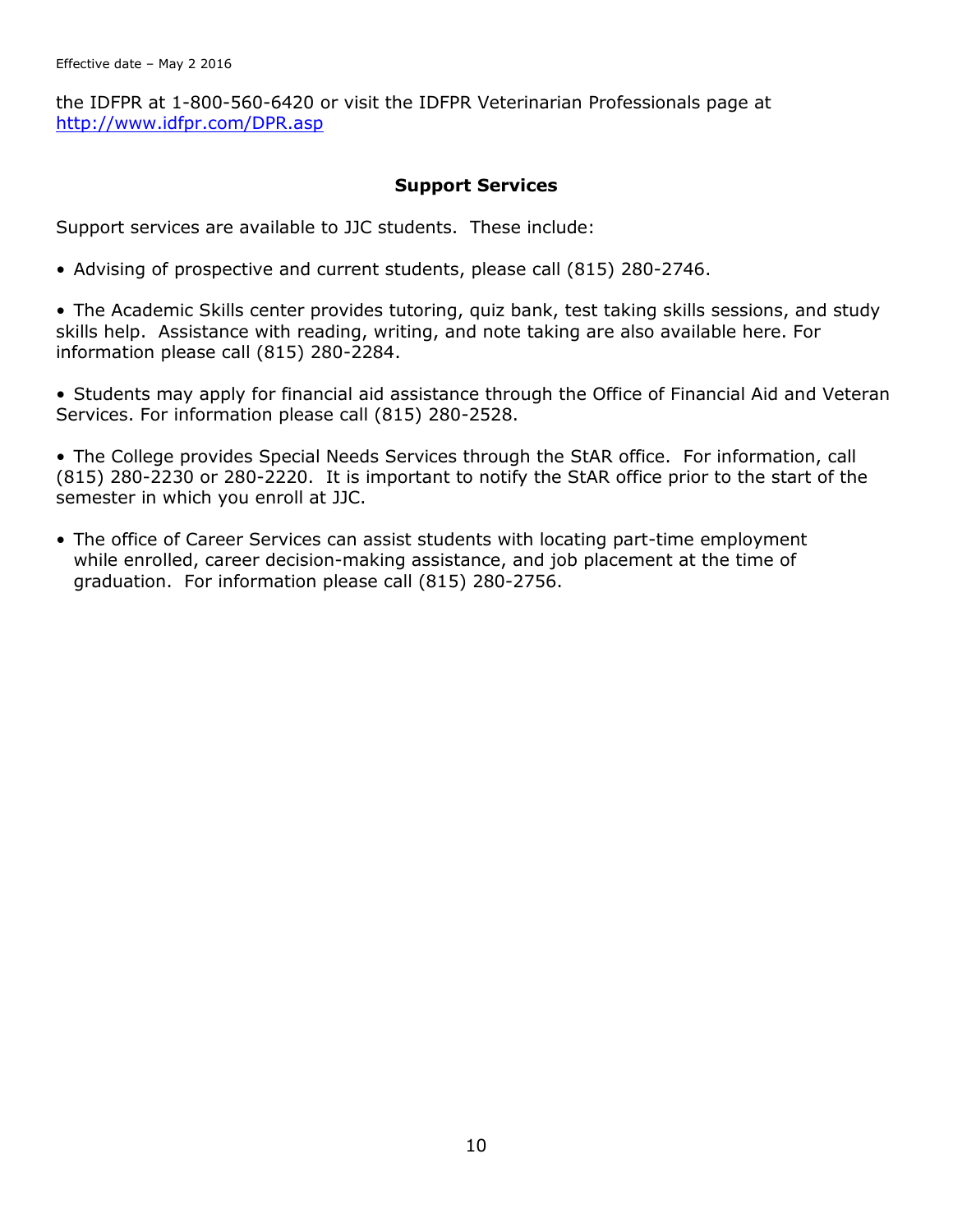the IDFPR at 1-800-560-6420 or visit the IDFPR Veterinarian Professionals page at [http://www.idfpr.com/DPR.asp](http://www.idfpr.com/DPR.asp)

## Support Services

Support services are available to JJC students. These include:

- Advising of prospective and current students, please call (815) 280-2746.

- The Academic Skills center provides tutoring, quiz bank, test taking skills sessions, and study skills help. Assistance with reading, writing, and note taking are also available here. For information please call (815) 280-2284.

- Students may apply for financial aid assistance through the Office of Financial Aid and Veteran Services. For information please call (815) 280-2528.

- The College provides Special Needs Services through the StAR office. For information, call (815) 280-2230 or 280-2220. It is important to notify the StAR office prior to the start of the semester in which you enroll at JJC.

- The office of Career Services can assist students with locating part-time employment while enrolled, career decision-making assistance, and job placement at the time of graduation. For information please call (815) 280-2756.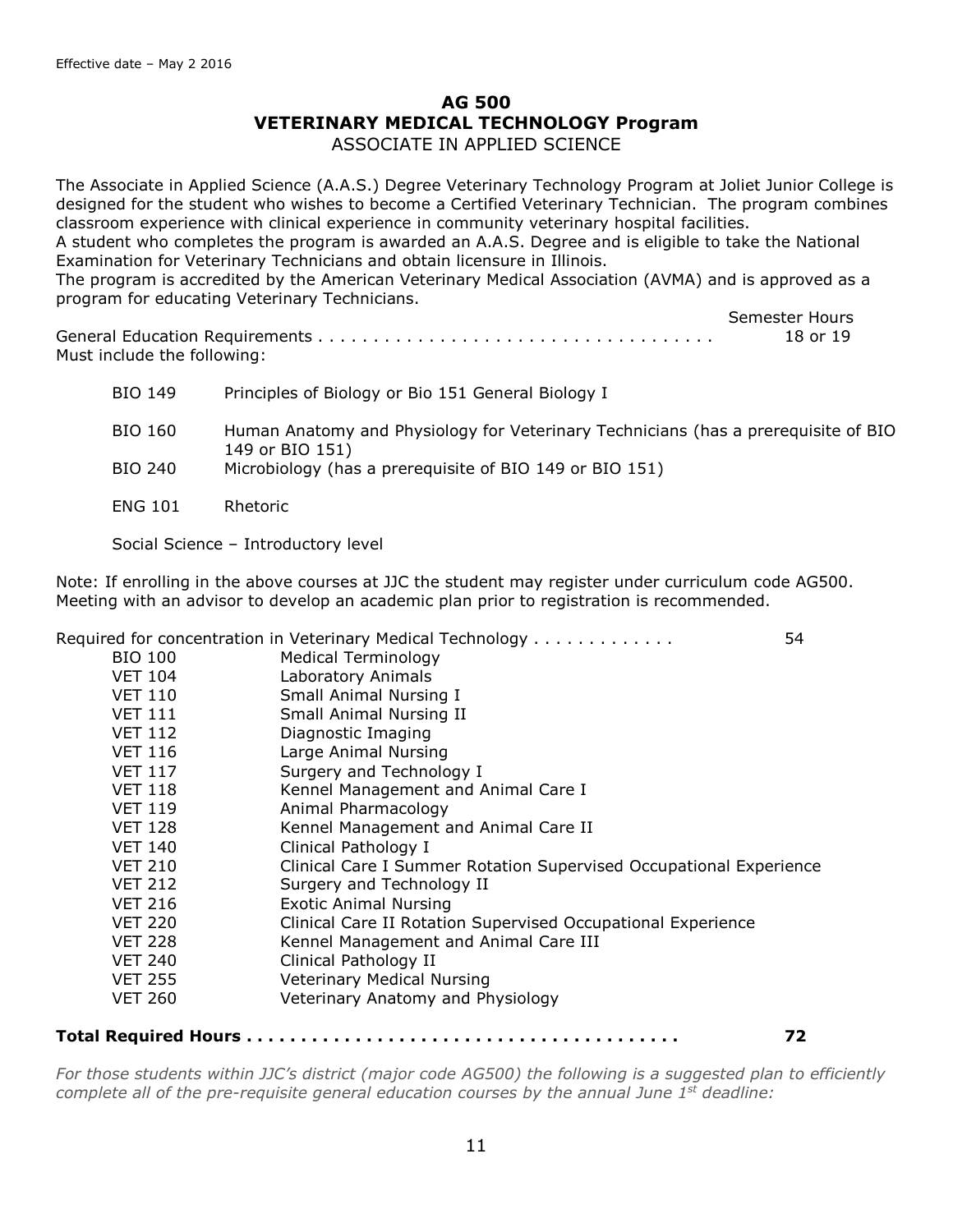Effective date – May 2 2016

# AG 500
## VETERINARY MEDICAL TECHNOLOGY Program
### ASSOCIATE IN APPLIED SCIENCE

The Associate in Applied Science (A.A.S.) Degree Veterinary Technology Program at Joliet Junior College is designed for the student who wishes to become a Certified Veterinary Technician. The program combines classroom experience with clinical experience in community veterinary hospital facilities.
A student who completes the program is awarded an A.A.S. Degree and is eligible to take the National Examination for Veterinary Technicians and obtain licensure in Illinois.
The program is accredited by the American Veterinary Medical Association (AVMA) and is approved as a program for educating Veterinary Technicians.

| | Semester Hours |
|---|---|
| General Education Requirements . . . . . . . . . . . . . . . . . . . . . . . . . . . . . . . . . . . . | 18 or 19 |

Must include the following:

| | |
|---|---|
| BIO 149 | Principles of Biology or Bio 151 General Biology I |
| BIO 160 | Human Anatomy and Physiology for Veterinary Technicians (has a prerequisite of BIO 149 or BIO 151) |
| BIO 240 | Microbiology (has a prerequisite of BIO 149 or BIO 151) |
| ENG 101 | Rhetoric |

Social Science – Introductory level

Note: If enrolling in the above courses at JJC the student may register under curriculum code AG500. Meeting with an advisor to develop an academic plan prior to registration is recommended.

Required for concentration in Veterinary Medical Technology . . . . . . . . . . . . . 54

| | |
|---|---|
| BIO 100 | Medical Terminology |
| VET 104 | Laboratory Animals |
| VET 110 | Small Animal Nursing I |
| VET 111 | Small Animal Nursing II |
| VET 112 | Diagnostic Imaging |
| VET 116 | Large Animal Nursing |
| VET 117 | Surgery and Technology I |
| VET 118 | Kennel Management and Animal Care I |
| VET 119 | Animal Pharmacology |
| VET 128 | Kennel Management and Animal Care II |
| VET 140 | Clinical Pathology I |
| VET 210 | Clinical Care I Summer Rotation Supervised Occupational Experience |
| VET 212 | Surgery and Technology II |
| VET 216 | Exotic Animal Nursing |
| VET 220 | Clinical Care II Rotation Supervised Occupational Experience |
| VET 228 | Kennel Management and Animal Care III |
| VET 240 | Clinical Pathology II |
| VET 255 | Veterinary Medical Nursing |
| VET 260 | Veterinary Anatomy and Physiology |

**Total Required Hours . . . . . . . . . . . . . . . . . . . . . . . . . . . . . . . . . . . . . . . . 72**

*For those students within JJC's district (major code AG500) the following is a suggested plan to efficiently complete all of the pre-requisite general education courses by the annual June 1st deadline:*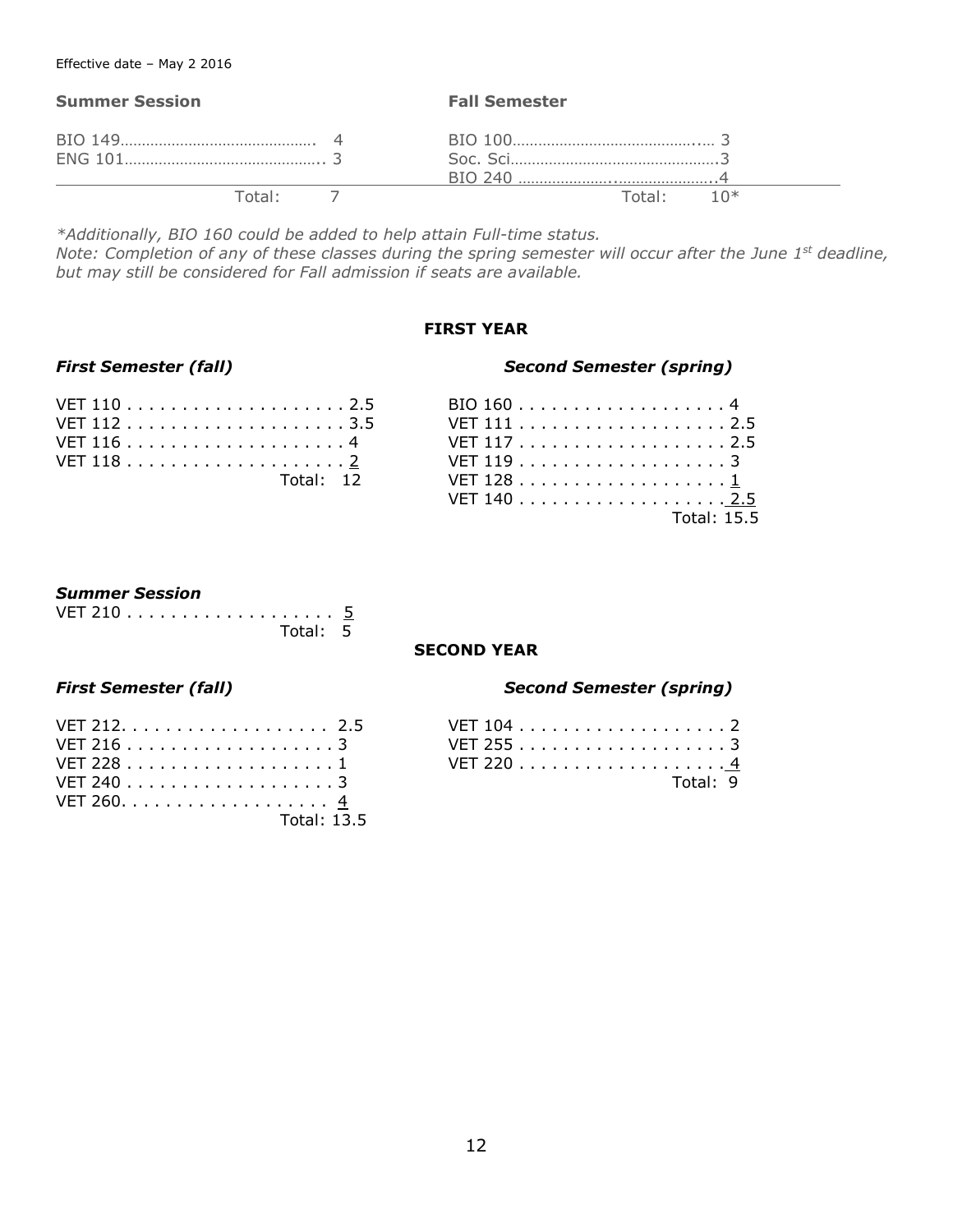Effective date – May 2 2016

| **Summer Session** | | **Fall Semester** | |
|---|---|---|---|
| BIO 149 | 4 | BIO 100 | 3 |
| ENG 101 | 3 | Soc. Sci | 3 |
| | | BIO 240 | 4 |
| Total: | 7 | Total: | 10* |

*\*Additionally, BIO 160 could be added to help attain Full-time status.*
*Note: Completion of any of these classes during the spring semester will occur after the June 1st deadline, but may still be considered for Fall admission if seats are available.*

## FIRST YEAR

| *First Semester (fall)* | | *Second Semester (spring)* | |
|---|---|---|---|
| VET 110 | 2.5 | BIO 160 | 4 |
| VET 112 | 3.5 | VET 111 | 2.5 |
| VET 116 | 4 | VET 117 | 2.5 |
| VET 118 | 2 | VET 119 | 3 |
| Total: | 12 | VET 128 | 1 |
| | | VET 140 | 2.5 |
| | | Total: | 15.5 |

***Summer Session***

| | |
|---|---|
| VET 210 | 5 |
| Total: | 5 |

## SECOND YEAR

| *First Semester (fall)* | | *Second Semester (spring)* | |
|---|---|---|---|
| VET 212 | 2.5 | VET 104 | 2 |
| VET 216 | 3 | VET 255 | 3 |
| VET 228 | 1 | VET 220 | 4 |
| VET 240 | 3 | Total: | 9 |
| VET 260 | 4 | | |
| Total: | 13.5 | | |